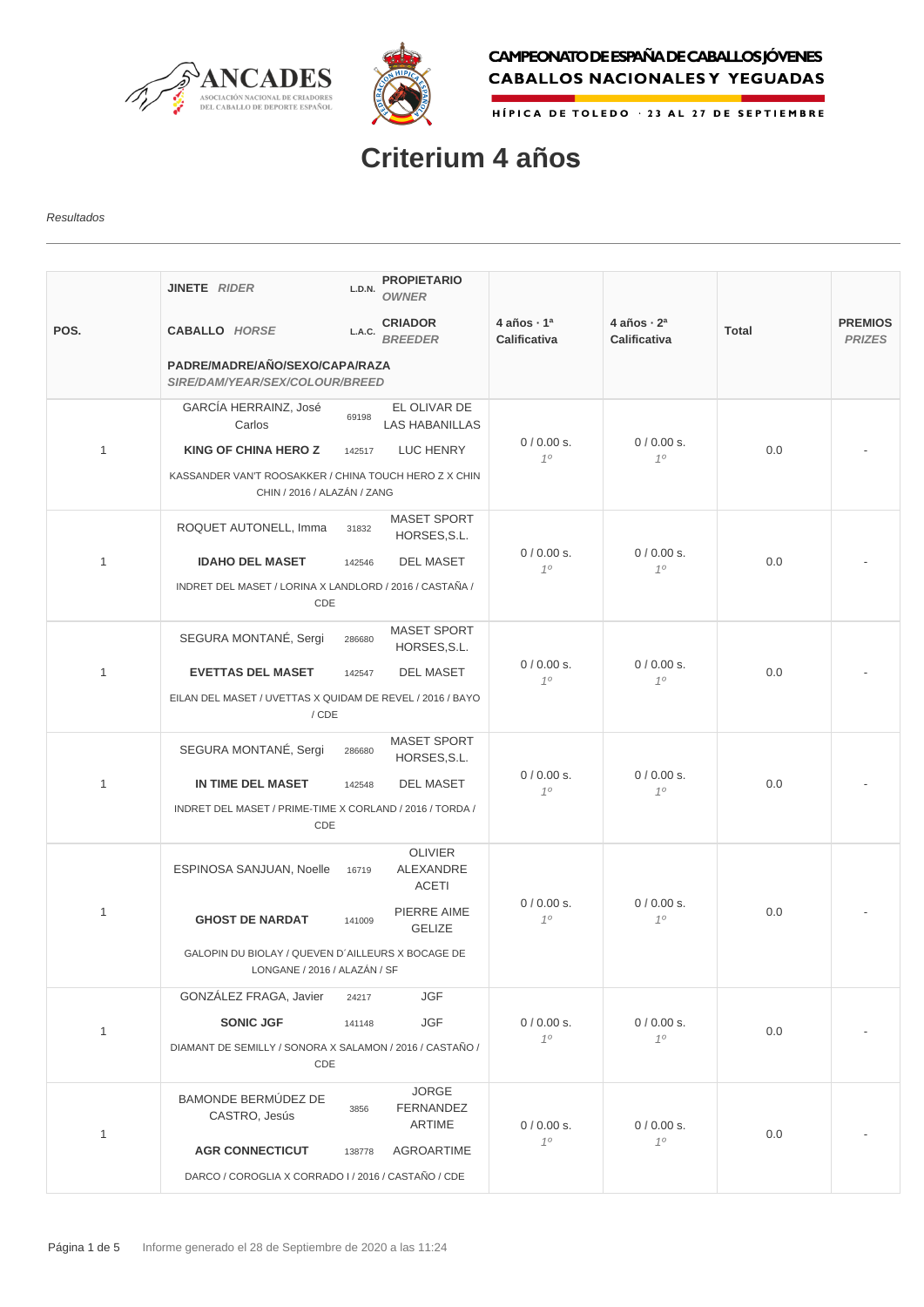CAMPEONATO DE ESPAÑA DE CABALLOS JÓVENES
CABALLOS NACIONALES Y YEGUADAS

HÍPICA DE TOLEDO · 23 AL 27 DE SEPTIEMBRE

# Criterium 4 años

*Resultados*

| POS. | JINETE *RIDER* / L.D.N. / PROPIETARIO *OWNER* — CABALLO *HORSE* / L.A.C. / CRIADOR *BREEDER* — PADRE/MADRE/AÑO/SEXO/CAPA/RAZA *SIRE/DAM/YEAR/SEX/COLOUR/BREED* | 4 años · 1ª Calificativa | 4 años · 2ª Calificativa | Total | PREMIOS *PRIZES* |
|---|---|---|---|---|---|
| 1 | GARCÍA HERRAINZ, José Carlos / 69198 / EL OLIVAR DE LAS HABANILLAS — **KING OF CHINA HERO Z** / 142517 / LUC HENRY — KASSANDER VAN'T ROOSAKKER / CHINA TOUCH HERO Z X CHIN CHIN / 2016 / ALAZÁN / ZANG | 0 / 0.00 s. *1º* | 0 / 0.00 s. *1º* | 0.0 | - |
| 1 | ROQUET AUTONELL, Imma / 31832 / MASET SPORT HORSES,S.L. — **IDAHO DEL MASET** / 142546 / DEL MASET — INDRET DEL MASET / LORINA X LANDLORD / 2016 / CASTAÑA / CDE | 0 / 0.00 s. *1º* | 0 / 0.00 s. *1º* | 0.0 | - |
| 1 | SEGURA MONTANÉ, Sergi / 286680 / MASET SPORT HORSES,S.L. — **EVETTAS DEL MASET** / 142547 / DEL MASET — EILAN DEL MASET / UVETTAS X QUIDAM DE REVEL / 2016 / BAYO / CDE | 0 / 0.00 s. *1º* | 0 / 0.00 s. *1º* | 0.0 | - |
| 1 | SEGURA MONTANÉ, Sergi / 286680 / MASET SPORT HORSES,S.L. — **IN TIME DEL MASET** / 142548 / DEL MASET — INDRET DEL MASET / PRIME-TIME X CORLAND / 2016 / TORDA / CDE | 0 / 0.00 s. *1º* | 0 / 0.00 s. *1º* | 0.0 | - |
| 1 | ESPINOSA SANJUAN, Noelle / 16719 / OLIVIER ALEXANDRE ACETI — **GHOST DE NARDAT** / 141009 / PIERRE AIME GELIZE — GALOPIN DU BIOLAY / QUEVEN D´AILLEURS X BOCAGE DE LONGANE / 2016 / ALAZÁN / SF | 0 / 0.00 s. *1º* | 0 / 0.00 s. *1º* | 0.0 | - |
| 1 | GONZÁLEZ FRAGA, Javier / 24217 / JGF — **SONIC JGF** / 141148 / JGF — DIAMANT DE SEMILLY / SONORA X SALAMON / 2016 / CASTAÑO / CDE | 0 / 0.00 s. *1º* | 0 / 0.00 s. *1º* | 0.0 | - |
| 1 | BAMONDE BERMÚDEZ DE CASTRO, Jesús / 3856 / JORGE FERNANDEZ ARTIME — **AGR CONNECTICUT** / 138778 / AGROARTIME — DARCO / COROGLIA X CORRADO I / 2016 / CASTAÑO / CDE | 0 / 0.00 s. *1º* | 0 / 0.00 s. *1º* | 0.0 | - |

Informe generado el 28 de Septiembre de 2020 a las 11:24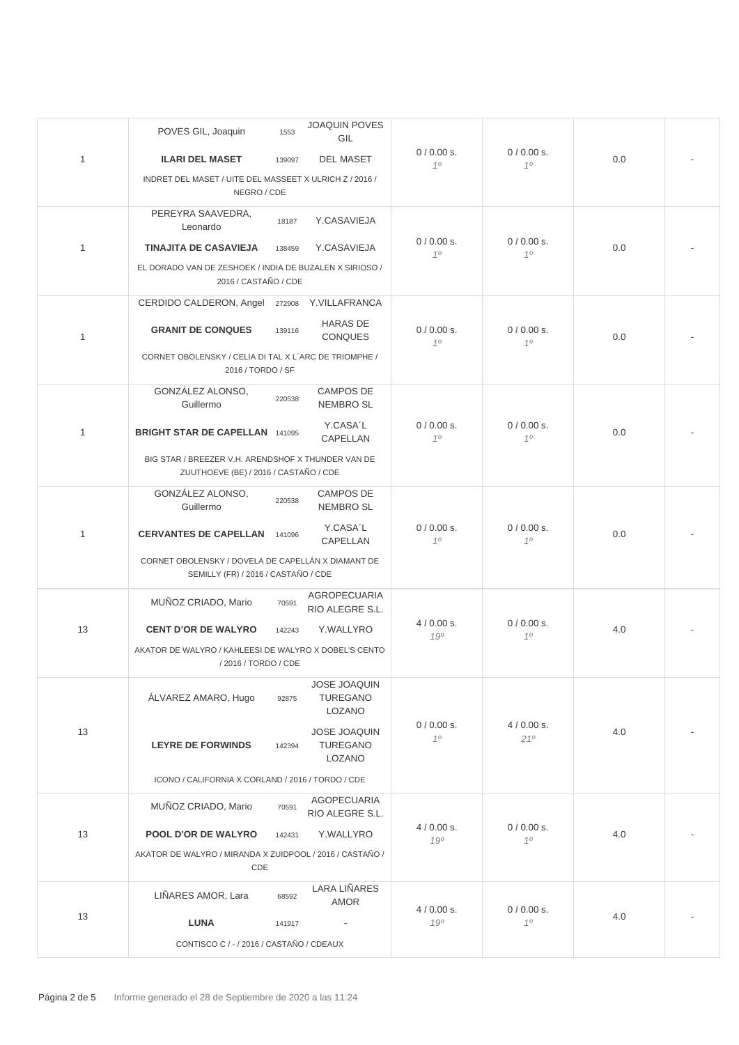| | | | | | |
|---|---|---|---|---|---|
| 1 | POVES GIL, Joaquin 1553 JOAQUIN POVES GIL<br>**ILARI DEL MASET** 139097 DEL MASET<br>INDRET DEL MASET / UITE DEL MASSEET X ULRICH Z / 2016 / NEGRO / CDE | 0 / 0.00 s.<br>*1º* | 0 / 0.00 s.<br>*1º* | 0.0 | - |
| 1 | PEREYRA SAAVEDRA, Leonardo 18187 Y.CASAVIEJA<br>**TINAJITA DE CASAVIEJA** 138459 Y.CASAVIEJA<br>EL DORADO VAN DE ZESHOEK / INDIA DE BUZALEN X SIRIOSO / 2016 / CASTAÑO / CDE | 0 / 0.00 s.<br>*1º* | 0 / 0.00 s.<br>*1º* | 0.0 | - |
| 1 | CERDIDO CALDERON, Angel 272908 Y.VILLAFRANCA<br>**GRANIT DE CONQUES** 139116 HARAS DE CONQUES<br>CORNET OBOLENSKY / CELIA DI TAL X L´ARC DE TRIOMPHE / 2016 / TORDO / SF | 0 / 0.00 s.<br>*1º* | 0 / 0.00 s.<br>*1º* | 0.0 | - |
| 1 | GONZÁLEZ ALONSO, Guillermo 220538 CAMPOS DE NEMBRO SL<br>**BRIGHT STAR DE CAPELLAN** 141095 Y.CASA´L CAPELLAN<br>BIG STAR / BREEZER V.H. ARENDSHOF X THUNDER VAN DE ZUUTHOEVE (BE) / 2016 / CASTAÑO / CDE | 0 / 0.00 s.<br>*1º* | 0 / 0.00 s.<br>*1º* | 0.0 | - |
| 1 | GONZÁLEZ ALONSO, Guillermo 220538 CAMPOS DE NEMBRO SL<br>**CERVANTES DE CAPELLAN** 141096 Y.CASA´L CAPELLAN<br>CORNET OBOLENSKY / DOVELA DE CAPELLÁN X DIAMANT DE SEMILLY (FR) / 2016 / CASTAÑO / CDE | 0 / 0.00 s.<br>*1º* | 0 / 0.00 s.<br>*1º* | 0.0 | - |
| 13 | MUÑOZ CRIADO, Mario 70591 AGROPECUARIA RIO ALEGRE S.L.<br>**CENT D'OR DE WALYRO** 142243 Y.WALLYRO<br>AKATOR DE WALYRO / KAHLEESI DE WALYRO X DOBEL'S CENTO / 2016 / TORDO / CDE | 4 / 0.00 s.<br>*19º* | 0 / 0.00 s.<br>*1º* | 4.0 | - |
| 13 | ÁLVAREZ AMARO, Hugo 92875 JOSE JOAQUIN TUREGANO LOZANO<br>**LEYRE DE FORWINDS** 142394 JOSE JOAQUIN TUREGANO LOZANO<br>ICONO / CALIFORNIA X CORLAND / 2016 / TORDO / CDE | 0 / 0.00 s.<br>*1º* | 4 / 0.00 s.<br>*21º* | 4.0 | - |
| 13 | MUÑOZ CRIADO, Mario 70591 AGOPECUARIA RIO ALEGRE S.L.<br>**POOL D'OR DE WALYRO** 142431 Y.WALLYRO<br>AKATOR DE WALYRO / MIRANDA X ZUIDPOOL / 2016 / CASTAÑO / CDE | 4 / 0.00 s.<br>*19º* | 0 / 0.00 s.<br>*1º* | 4.0 | - |
| 13 | LIÑARES AMOR, Lara 68592 LARA LIÑARES AMOR<br>**LUNA** 141917 -<br>CONTISCO C / - / 2016 / CASTAÑO / CDEAUX | 4 / 0.00 s.<br>*19º* | 0 / 0.00 s.<br>*1º* | 4.0 | - |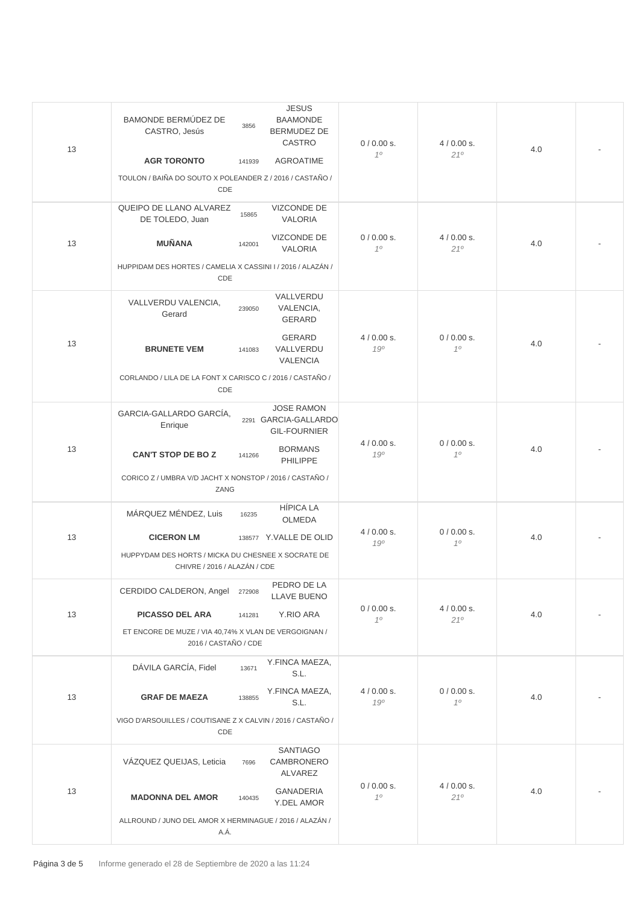| | | | | | |
|---|---|---|---|---|---|
| 13 | BAMONDE BERMÚDEZ DE CASTRO, Jesús 3856 JESUS BAAMONDE BERMUDEZ DE CASTRO<br>**AGR TORONTO** 141939 AGROATIME<br>TOULON / BAIÑA DO SOUTO X POLEANDER Z / 2016 / CASTAÑO / CDE | 0 / 0.00 s.<br>*1º* | 4 / 0.00 s.<br>*21º* | 4.0 | - |
| 13 | QUEIPO DE LLANO ALVAREZ DE TOLEDO, Juan 15865 VIZCONDE DE VALORIA<br>**MUÑANA** 142001 VIZCONDE DE VALORIA<br>HUPPIDAM DES HORTES / CAMELIA X CASSINI I / 2016 / ALAZÁN / CDE | 0 / 0.00 s.<br>*1º* | 4 / 0.00 s.<br>*21º* | 4.0 | - |
| 13 | VALLVERDU VALENCIA, Gerard 239050 VALLVERDU VALENCIA, GERARD<br>**BRUNETE VEM** 141083 GERARD VALLVERDU VALENCIA<br>CORLANDO / LILA DE LA FONT X CARISCO C / 2016 / CASTAÑO / CDE | 4 / 0.00 s.<br>*19º* | 0 / 0.00 s.<br>*1º* | 4.0 | - |
| 13 | GARCIA-GALLARDO GARCÍA, Enrique 2291 JOSE RAMON GARCIA-GALLARDO GIL-FOURNIER<br>**CAN'T STOP DE BO Z** 141266 BORMANS PHILIPPE<br>CORICO Z / UMBRA V/D JACHT X NONSTOP / 2016 / CASTAÑO / ZANG | 4 / 0.00 s.<br>*19º* | 0 / 0.00 s.<br>*1º* | 4.0 | - |
| 13 | MÁRQUEZ MÉNDEZ, Luis 16235 HÍPICA LA OLMEDA<br>**CICERON LM** 138577 Y.VALLE DE OLID<br>HUPPYDAM DES HORTS / MICKA DU CHESNEE X SOCRATE DE CHIVRE / 2016 / ALAZÁN / CDE | 4 / 0.00 s.<br>*19º* | 0 / 0.00 s.<br>*1º* | 4.0 | - |
| 13 | CERDIDO CALDERON, Angel 272908 PEDRO DE LA LLAVE BUENO<br>**PICASSO DEL ARA** 141281 Y.RIO ARA<br>ET ENCORE DE MUZE / VIA 40,74% X VLAN DE VERGOIGNAN / 2016 / CASTAÑO / CDE | 0 / 0.00 s.<br>*1º* | 4 / 0.00 s.<br>*21º* | 4.0 | - |
| 13 | DÁVILA GARCÍA, Fidel 13671 Y.FINCA MAEZA, S.L.<br>**GRAF DE MAEZA** 138855 Y.FINCA MAEZA, S.L.<br>VIGO D'ARSOUILLES / COUTISANE Z X CALVIN / 2016 / CASTAÑO / CDE | 4 / 0.00 s.<br>*19º* | 0 / 0.00 s.<br>*1º* | 4.0 | - |
| 13 | VÁZQUEZ QUEIJAS, Leticia 7696 SANTIAGO CAMBRONERO ALVAREZ<br>**MADONNA DEL AMOR** 140435 GANADERIA Y.DEL AMOR<br>ALLROUND / JUNO DEL AMOR X HERMINAGUE / 2016 / ALAZÁN / A.Á. | 0 / 0.00 s.<br>*1º* | 4 / 0.00 s.<br>*21º* | 4.0 | - |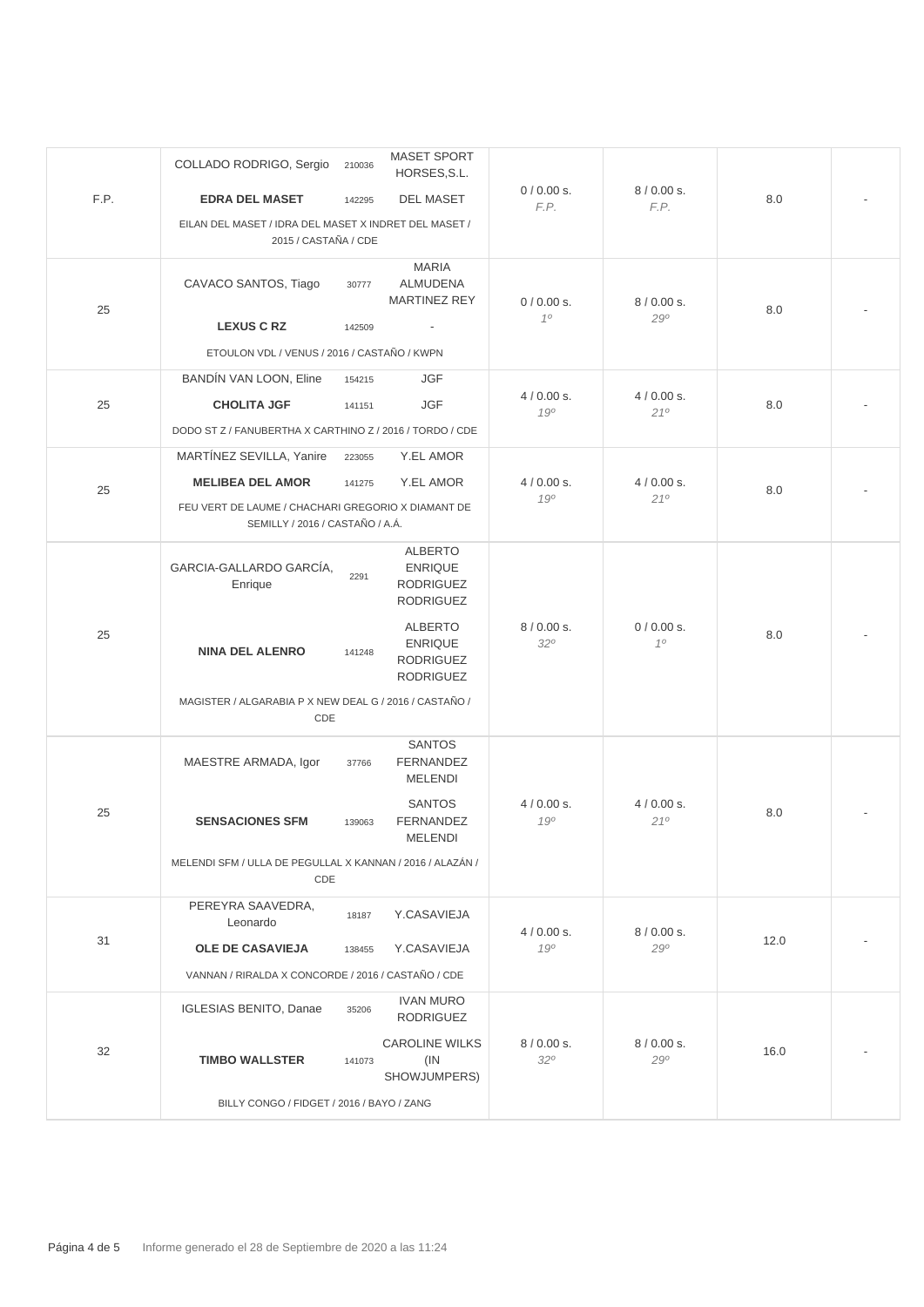| | | | | | |
|---|---|---|---|---|---|
| F.P. | COLLADO RODRIGO, Sergio 210036 MASET SPORT HORSES,S.L.<br>**EDRA DEL MASET** 142295 DEL MASET<br>EILAN DEL MASET / IDRA DEL MASET X INDRET DEL MASET / 2015 / CASTAÑA / CDE | 0 / 0.00 s.<br>*F.P.* | 8 / 0.00 s.<br>*F.P.* | 8.0 | - |
| 25 | CAVACO SANTOS, Tiago 30777 MARIA ALMUDENA MARTINEZ REY<br>**LEXUS C RZ** 142509 -<br>ETOULON VDL / VENUS / 2016 / CASTAÑO / KWPN | 0 / 0.00 s.<br>*1º* | 8 / 0.00 s.<br>*29º* | 8.0 | - |
| 25 | BANDÍN VAN LOON, Eline 154215 JGF<br>**CHOLITA JGF** 141151 JGF<br>DODO ST Z / FANUBERTHA X CARTHINO Z / 2016 / TORDO / CDE | 4 / 0.00 s.<br>*19º* | 4 / 0.00 s.<br>*21º* | 8.0 | - |
| 25 | MARTÍNEZ SEVILLA, Yanire 223055 Y.EL AMOR<br>**MELIBEA DEL AMOR** 141275 Y.EL AMOR<br>FEU VERT DE LAUME / CHACHARI GREGORIO X DIAMANT DE SEMILLY / 2016 / CASTAÑO / A.Á. | 4 / 0.00 s.<br>*19º* | 4 / 0.00 s.<br>*21º* | 8.0 | - |
| 25 | GARCIA-GALLARDO GARCÍA, Enrique 2291 ALBERTO ENRIQUE RODRIGUEZ RODRIGUEZ<br>**NINA DEL ALENRO** 141248 ALBERTO ENRIQUE RODRIGUEZ RODRIGUEZ<br>MAGISTER / ALGARABIA P X NEW DEAL G / 2016 / CASTAÑO / CDE | 8 / 0.00 s.<br>*32º* | 0 / 0.00 s.<br>*1º* | 8.0 | - |
| 25 | MAESTRE ARMADA, Igor 37766 SANTOS FERNANDEZ MELENDI<br>**SENSACIONES SFM** 139063 SANTOS FERNANDEZ MELENDI<br>MELENDI SFM / ULLA DE PEGULLAL X KANNAN / 2016 / ALAZÁN / CDE | 4 / 0.00 s.<br>*19º* | 4 / 0.00 s.<br>*21º* | 8.0 | - |
| 31 | PEREYRA SAAVEDRA, Leonardo 18187 Y.CASAVIEJA<br>**OLE DE CASAVIEJA** 138455 Y.CASAVIEJA<br>VANNAN / RIRALDA X CONCORDE / 2016 / CASTAÑO / CDE | 4 / 0.00 s.<br>*19º* | 8 / 0.00 s.<br>*29º* | 12.0 | - |
| 32 | IGLESIAS BENITO, Danae 35206 IVAN MURO RODRIGUEZ<br>**TIMBO WALLSTER** 141073 CAROLINE WILKS (IN SHOWJUMPERS)<br>BILLY CONGO / FIDGET / 2016 / BAYO / ZANG | 8 / 0.00 s.<br>*32º* | 8 / 0.00 s.<br>*29º* | 16.0 | - |

Informe generado el 28 de Septiembre de 2020 a las 11:24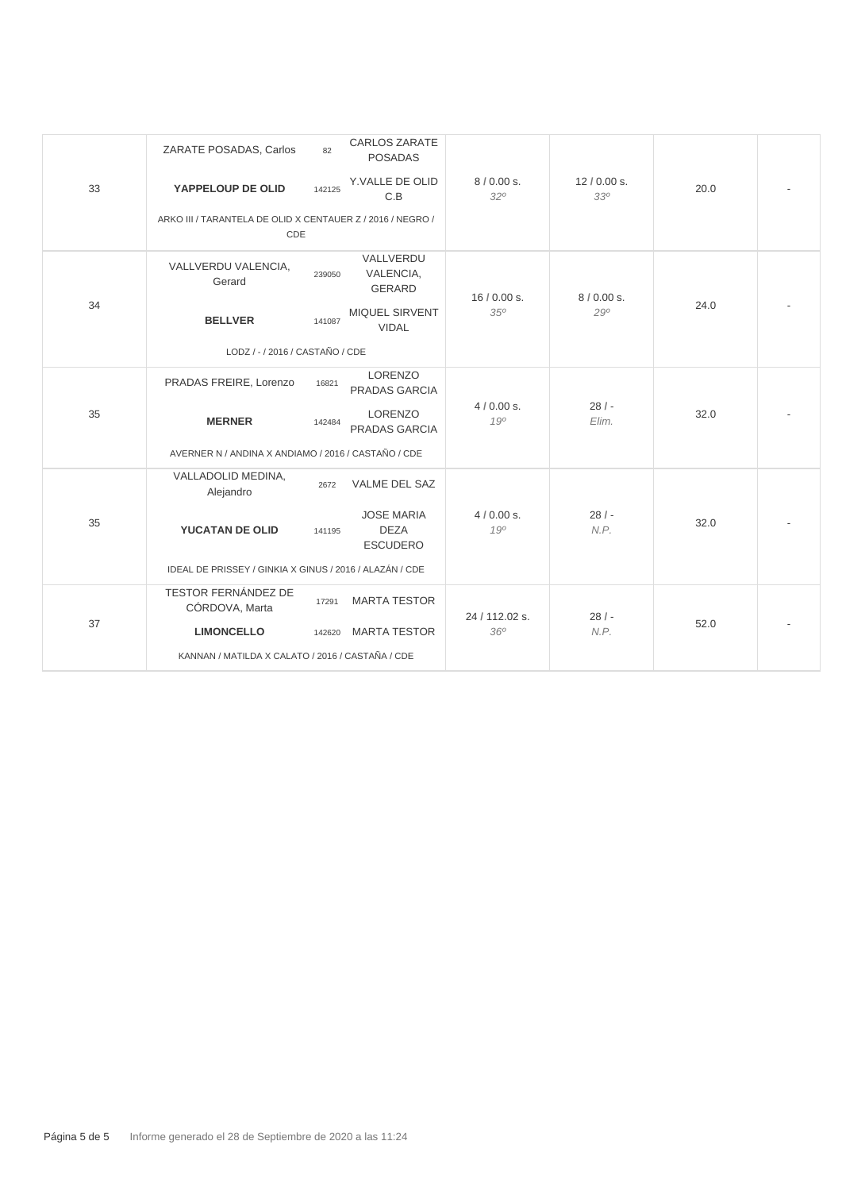| | | | | | | | |
|---|---|---|---|---|---|---|---|
| 33 | ZARATE POSADAS, Carlos<br>**YAPPELOUP DE OLID**<br>ARKO III / TARANTELA DE OLID X CENTAUER Z / 2016 / NEGRO / CDE | 82<br>142125 | CARLOS ZARATE POSADAS<br>Y.VALLE DE OLID C.B | 8 / 0.00 s.<br>*32º* | 12 / 0.00 s.<br>*33º* | 20.0 | - |
| 34 | VALLVERDU VALENCIA, Gerard<br>**BELLVER**<br>LODZ / - / 2016 / CASTAÑO / CDE | 239050<br>141087 | VALLVERDU VALENCIA, GERARD<br>MIQUEL SIRVENT VIDAL | 16 / 0.00 s.<br>*35º* | 8 / 0.00 s.<br>*29º* | 24.0 | - |
| 35 | PRADAS FREIRE, Lorenzo<br>**MERNER**<br>AVERNER N / ANDINA X ANDIAMO / 2016 / CASTAÑO / CDE | 16821<br>142484 | LORENZO PRADAS GARCIA<br>LORENZO PRADAS GARCIA | 4 / 0.00 s.<br>*19º* | 28 / -<br>*Elim.* | 32.0 | - |
| 35 | VALLADOLID MEDINA, Alejandro<br>**YUCATAN DE OLID**<br>IDEAL DE PRISSEY / GINKIA X GINUS / 2016 / ALAZÁN / CDE | 2672<br>141195 | VALME DEL SAZ<br>JOSE MARIA DEZA ESCUDERO | 4 / 0.00 s.<br>*19º* | 28 / -<br>*N.P.* | 32.0 | - |
| 37 | TESTOR FERNÁNDEZ DE CÓRDOVA, Marta<br>**LIMONCELLO**<br>KANNAN / MATILDA X CALATO / 2016 / CASTAÑA / CDE | 17291<br>142620 | MARTA TESTOR<br>MARTA TESTOR | 24 / 112.02 s.<br>*36º* | 28 / -<br>*N.P.* | 52.0 | - |

Informe generado el 28 de Septiembre de 2020 a las 11:24